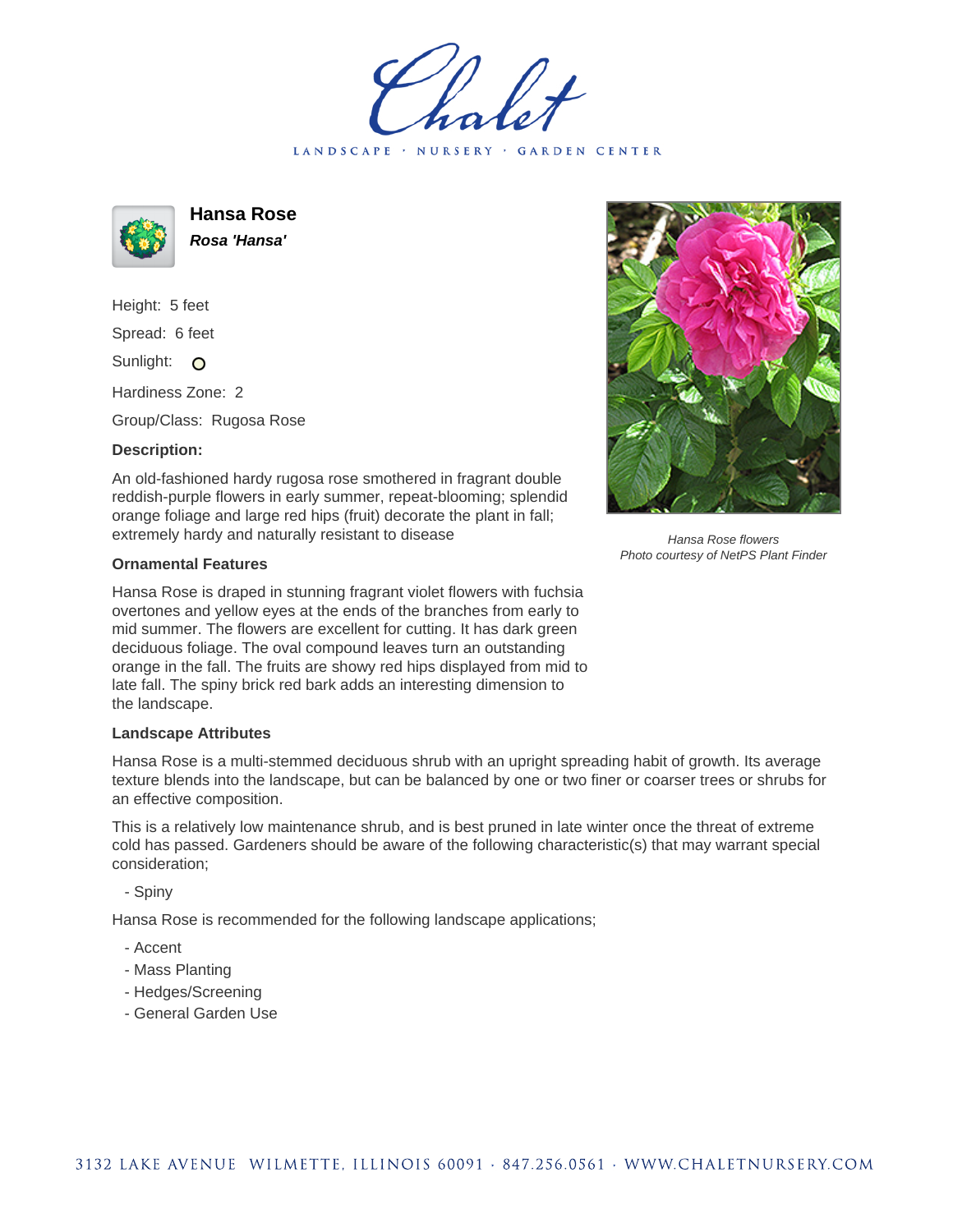# Chalet

LANDSCAPE · NURSERY · GARDEN CENTER

## Hansa Rose

***Rosa 'Hansa'***

Height: 5 feet

Spread: 6 feet

Sunlight: O

Hardiness Zone: 2

Group/Class: Rugosa Rose

### Description:

An old-fashioned hardy rugosa rose smothered in fragrant double reddish-purple flowers in early summer, repeat-blooming; splendid orange foliage and large red hips (fruit) decorate the plant in fall; extremely hardy and naturally resistant to disease

*Hansa Rose flowers*
*Photo courtesy of NetPS Plant Finder*

### Ornamental Features

Hansa Rose is draped in stunning fragrant violet flowers with fuchsia overtones and yellow eyes at the ends of the branches from early to mid summer. The flowers are excellent for cutting. It has dark green deciduous foliage. The oval compound leaves turn an outstanding orange in the fall. The fruits are showy red hips displayed from mid to late fall. The spiny brick red bark adds an interesting dimension to the landscape.

### Landscape Attributes

Hansa Rose is a multi-stemmed deciduous shrub with an upright spreading habit of growth. Its average texture blends into the landscape, but can be balanced by one or two finer or coarser trees or shrubs for an effective composition.

This is a relatively low maintenance shrub, and is best pruned in late winter once the threat of extreme cold has passed. Gardeners should be aware of the following characteristic(s) that may warrant special consideration;

- Spiny

Hansa Rose is recommended for the following landscape applications;

- Accent
- Mass Planting
- Hedges/Screening
- General Garden Use

3132 LAKE AVENUE · WILMETTE, ILLINOIS 60091 · 847.256.0561 · WWW.CHALETNURSERY.COM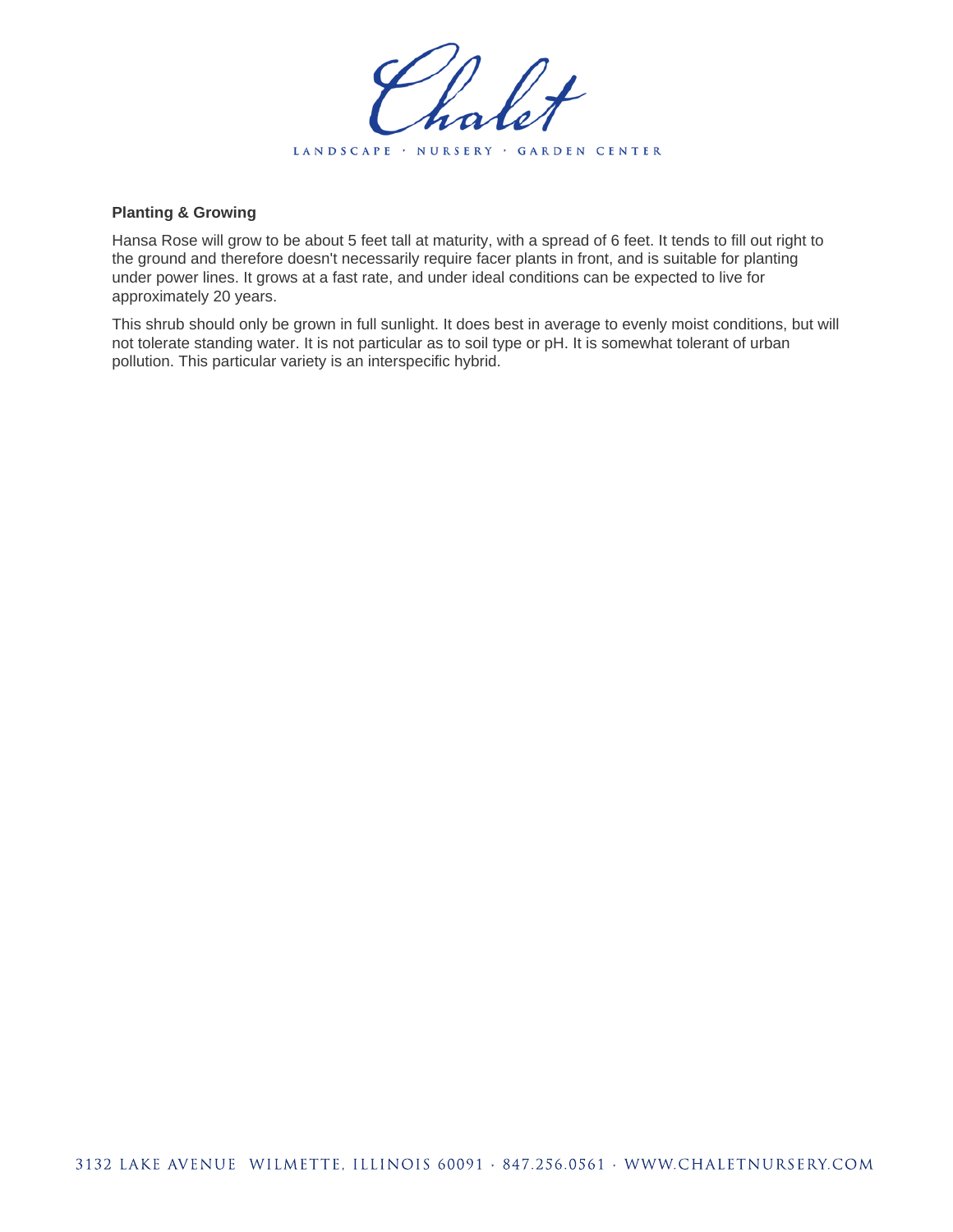**Planting & Growing**

Hansa Rose will grow to be about 5 feet tall at maturity, with a spread of 6 feet. It tends to fill out right to the ground and therefore doesn't necessarily require facer plants in front, and is suitable for planting under power lines. It grows at a fast rate, and under ideal conditions can be expected to live for approximately 20 years.

This shrub should only be grown in full sunlight. It does best in average to evenly moist conditions, but will not tolerate standing water. It is not particular as to soil type or pH. It is somewhat tolerant of urban pollution. This particular variety is an interspecific hybrid.